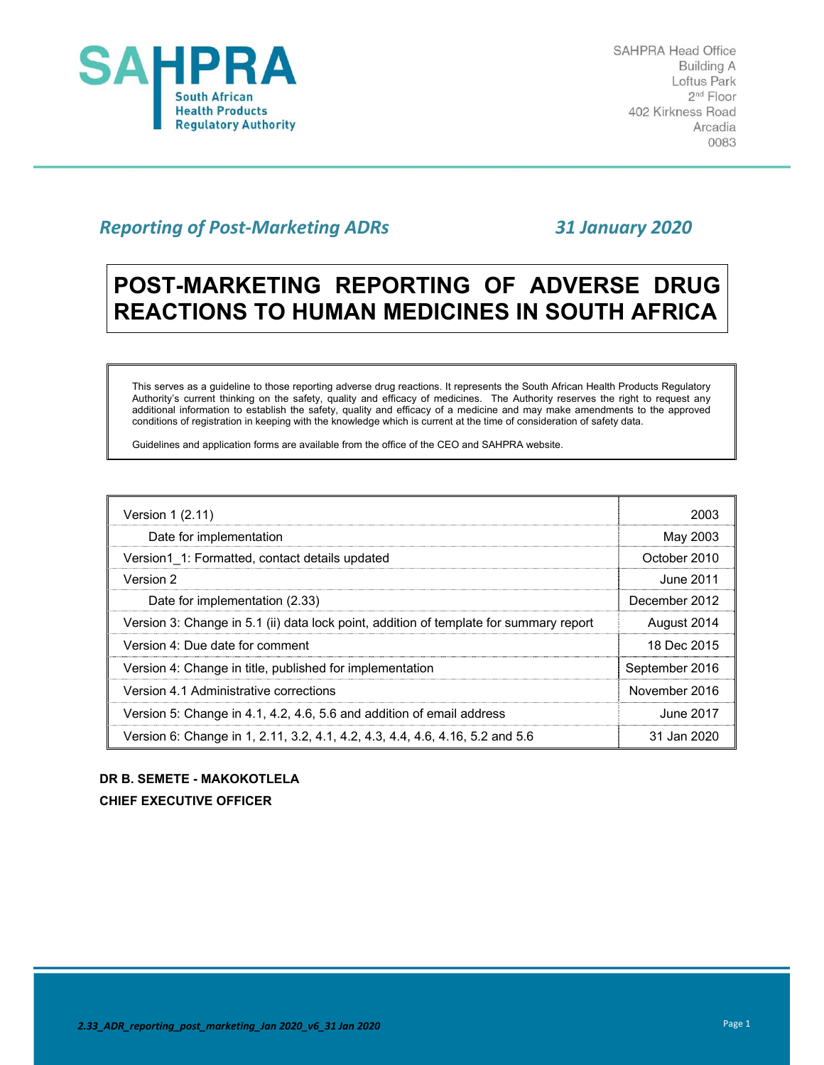SAHPRA
South African Health Products Regulatory Authority

SAHPRA Head Office
Building A
Loftus Park
2nd Floor
402 Kirkness Road
Arcadia
0083

*Reporting of Post-Marketing ADRs* *31 January 2020*

# POST-MARKETING REPORTING OF ADVERSE DRUG REACTIONS TO HUMAN MEDICINES IN SOUTH AFRICA

This serves as a guideline to those reporting adverse drug reactions. It represents the South African Health Products Regulatory Authority's current thinking on the safety, quality and efficacy of medicines. The Authority reserves the right to request any additional information to establish the safety, quality and efficacy of a medicine and may make amendments to the approved conditions of registration in keeping with the knowledge which is current at the time of consideration of safety data.

Guidelines and application forms are available from the office of the CEO and SAHPRA website.

| | |
|---|---|
| Version 1 (2.11) | 2003 |
| Date for implementation | May 2003 |
| Version1_1: Formatted, contact details updated | October 2010 |
| Version 2 | June 2011 |
| Date for implementation (2.33) | December 2012 |
| Version 3: Change in 5.1 (ii) data lock point, addition of template for summary report | August 2014 |
| Version 4: Due date for comment | 18 Dec 2015 |
| Version 4: Change in title, published for implementation | September 2016 |
| Version 4.1 Administrative corrections | November 2016 |
| Version 5: Change in 4.1, 4.2, 4.6, 5.6 and addition of email address | June 2017 |
| Version 6: Change in 1, 2.11, 3.2, 4.1, 4.2, 4.3, 4.4, 4.6, 4.16, 5.2 and 5.6 | 31 Jan 2020 |

**DR B. SEMETE - MAKOKOTLELA**
**CHIEF EXECUTIVE OFFICER**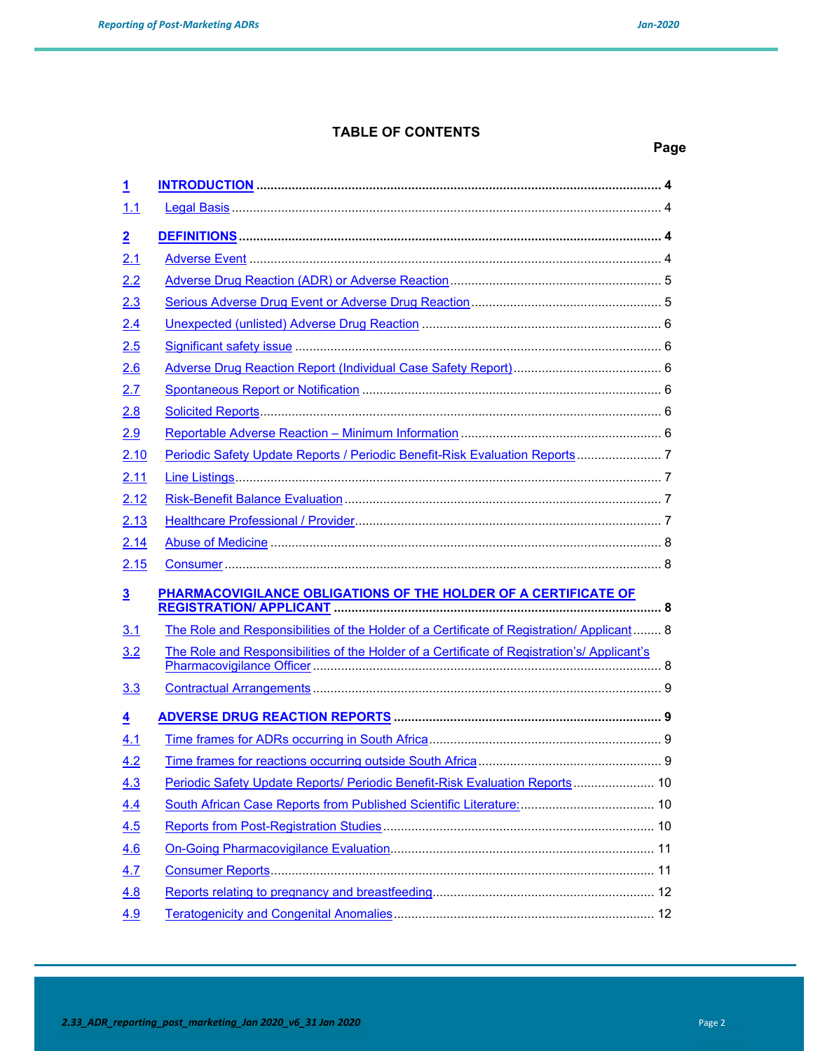# TABLE OF CONTENTS

| | | Page |
|---|---|---|
| **1** | **INTRODUCTION** | **4** |
| 1.1 | Legal Basis | 4 |
| **2** | **DEFINITIONS** | **4** |
| 2.1 | Adverse Event | 4 |
| 2.2 | Adverse Drug Reaction (ADR) or Adverse Reaction | 5 |
| 2.3 | Serious Adverse Drug Event or Adverse Drug Reaction | 5 |
| 2.4 | Unexpected (unlisted) Adverse Drug Reaction | 6 |
| 2.5 | Significant safety issue | 6 |
| 2.6 | Adverse Drug Reaction Report (Individual Case Safety Report) | 6 |
| 2.7 | Spontaneous Report or Notification | 6 |
| 2.8 | Solicited Reports | 6 |
| 2.9 | Reportable Adverse Reaction – Minimum Information | 6 |
| 2.10 | Periodic Safety Update Reports / Periodic Benefit-Risk Evaluation Reports | 7 |
| 2.11 | Line Listings | 7 |
| 2.12 | Risk-Benefit Balance Evaluation | 7 |
| 2.13 | Healthcare Professional / Provider | 7 |
| 2.14 | Abuse of Medicine | 8 |
| 2.15 | Consumer | 8 |
| **3** | **PHARMACOVIGILANCE OBLIGATIONS OF THE HOLDER OF A CERTIFICATE OF REGISTRATION/ APPLICANT** | **8** |
| 3.1 | The Role and Responsibilities of the Holder of a Certificate of Registration/ Applicant | 8 |
| 3.2 | The Role and Responsibilities of the Holder of a Certificate of Registration's/ Applicant's Pharmacovigilance Officer | 8 |
| 3.3 | Contractual Arrangements | 9 |
| **4** | **ADVERSE DRUG REACTION REPORTS** | **9** |
| 4.1 | Time frames for ADRs occurring in South Africa | 9 |
| 4.2 | Time frames for reactions occurring outside South Africa | 9 |
| 4.3 | Periodic Safety Update Reports/ Periodic Benefit-Risk Evaluation Reports | 10 |
| 4.4 | South African Case Reports from Published Scientific Literature: | 10 |
| 4.5 | Reports from Post-Registration Studies | 10 |
| 4.6 | On-Going Pharmacovigilance Evaluation | 11 |
| 4.7 | Consumer Reports | 11 |
| 4.8 | Reports relating to pregnancy and breastfeeding | 12 |
| 4.9 | Teratogenicity and Congenital Anomalies | 12 |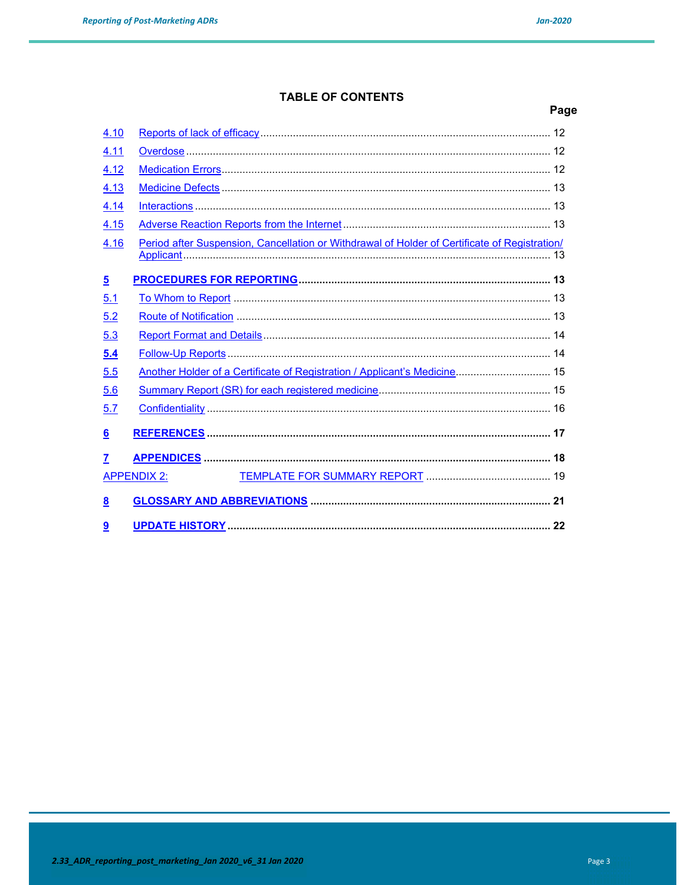**TABLE OF CONTENTS**

**Page**

4.10 Reports of lack of efficacy ........................................................................................ 12

4.11 Overdose ........................................................................................................... 12

4.12 Medication Errors ............................................................................................... 12

4.13 Medicine Defects ................................................................................................ 13

4.14 Interactions ........................................................................................................ 13

4.15 Adverse Reaction Reports from the Internet ........................................................ 13

4.16 Period after Suspension, Cancellation or Withdrawal of Holder of Certificate of Registration/ Applicant ............................................................................................................ 13

**5 PROCEDURES FOR REPORTING** ........................................................................ **13**

5.1 To Whom to Report ............................................................................................. 13

5.2 Route of Notification ........................................................................................... 13

5.3 Report Format and Details .................................................................................. 14

5.4 Follow-Up Reports .............................................................................................. 14

5.5 Another Holder of a Certificate of Registration / Applicant's Medicine ................... 15

5.6 Summary Report (SR) for each registered medicine ............................................ 15

5.7 Confidentiality ..................................................................................................... 16

**6 REFERENCES** ................................................................................................. **17**

**7 APPENDICES** .................................................................................................. **18**

APPENDIX 2: TEMPLATE FOR SUMMARY REPORT .................................................... 19

**8 GLOSSARY AND ABBREVIATIONS** .................................................................... **21**

**9 UPDATE HISTORY** ........................................................................................... **22**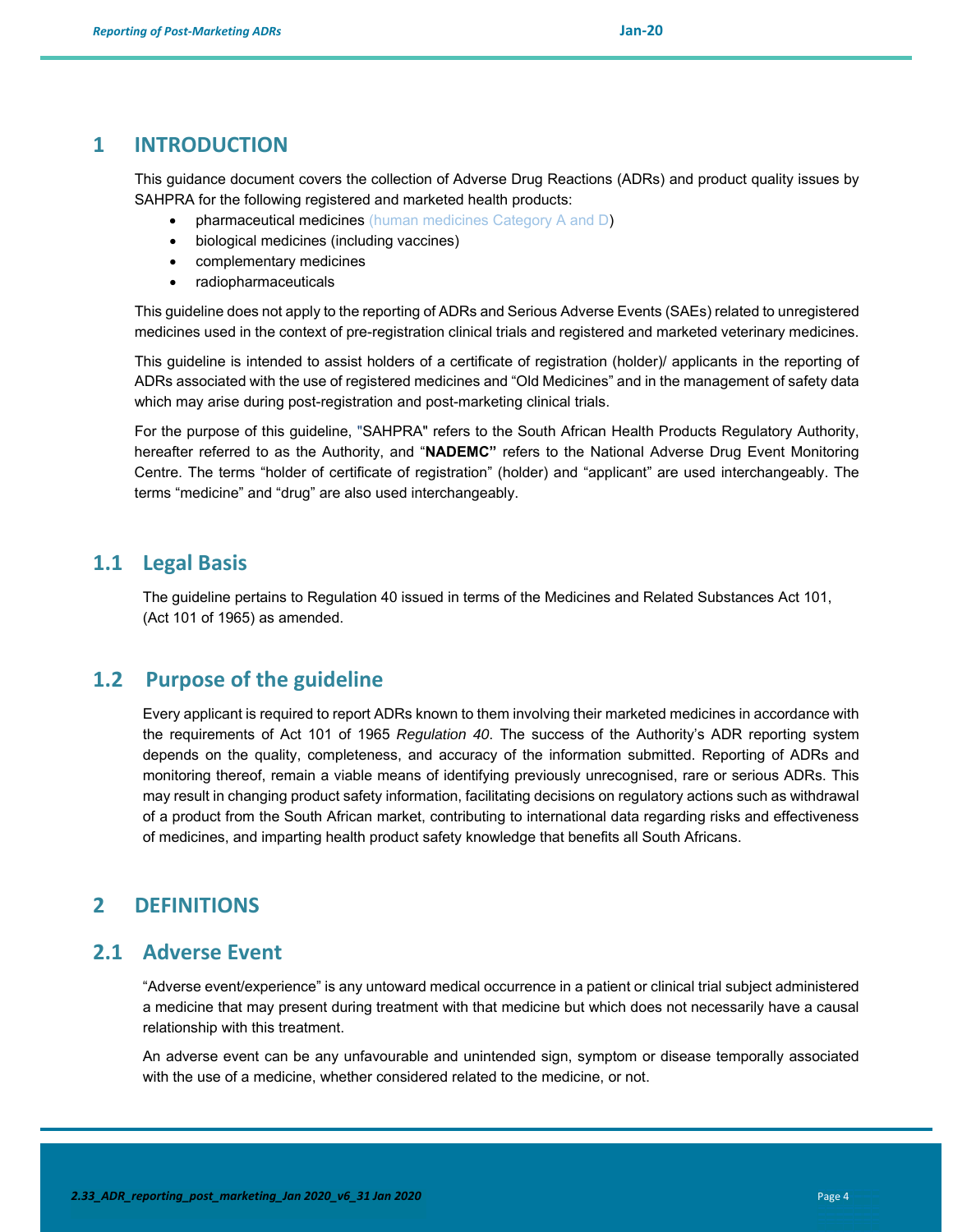# 1 INTRODUCTION

This guidance document covers the collection of Adverse Drug Reactions (ADRs) and product quality issues by SAHPRA for the following registered and marketed health products:

- pharmaceutical medicines (human medicines Category A and D)
- biological medicines (including vaccines)
- complementary medicines
- radiopharmaceuticals

This guideline does not apply to the reporting of ADRs and Serious Adverse Events (SAEs) related to unregistered medicines used in the context of pre-registration clinical trials and registered and marketed veterinary medicines.

This guideline is intended to assist holders of a certificate of registration (holder)/ applicants in the reporting of ADRs associated with the use of registered medicines and "Old Medicines" and in the management of safety data which may arise during post-registration and post-marketing clinical trials.

For the purpose of this guideline, "SAHPRA" refers to the South African Health Products Regulatory Authority, hereafter referred to as the Authority, and "**NADEMC"** refers to the National Adverse Drug Event Monitoring Centre. The terms "holder of certificate of registration" (holder) and "applicant" are used interchangeably. The terms "medicine" and "drug" are also used interchangeably.

## 1.1 Legal Basis

The guideline pertains to Regulation 40 issued in terms of the Medicines and Related Substances Act 101, (Act 101 of 1965) as amended.

## 1.2 Purpose of the guideline

Every applicant is required to report ADRs known to them involving their marketed medicines in accordance with the requirements of Act 101 of 1965 *Regulation 40*. The success of the Authority's ADR reporting system depends on the quality, completeness, and accuracy of the information submitted. Reporting of ADRs and monitoring thereof, remain a viable means of identifying previously unrecognised, rare or serious ADRs. This may result in changing product safety information, facilitating decisions on regulatory actions such as withdrawal of a product from the South African market, contributing to international data regarding risks and effectiveness of medicines, and imparting health product safety knowledge that benefits all South Africans.

# 2 DEFINITIONS

## 2.1 Adverse Event

"Adverse event/experience" is any untoward medical occurrence in a patient or clinical trial subject administered a medicine that may present during treatment with that medicine but which does not necessarily have a causal relationship with this treatment.

An adverse event can be any unfavourable and unintended sign, symptom or disease temporally associated with the use of a medicine, whether considered related to the medicine, or not.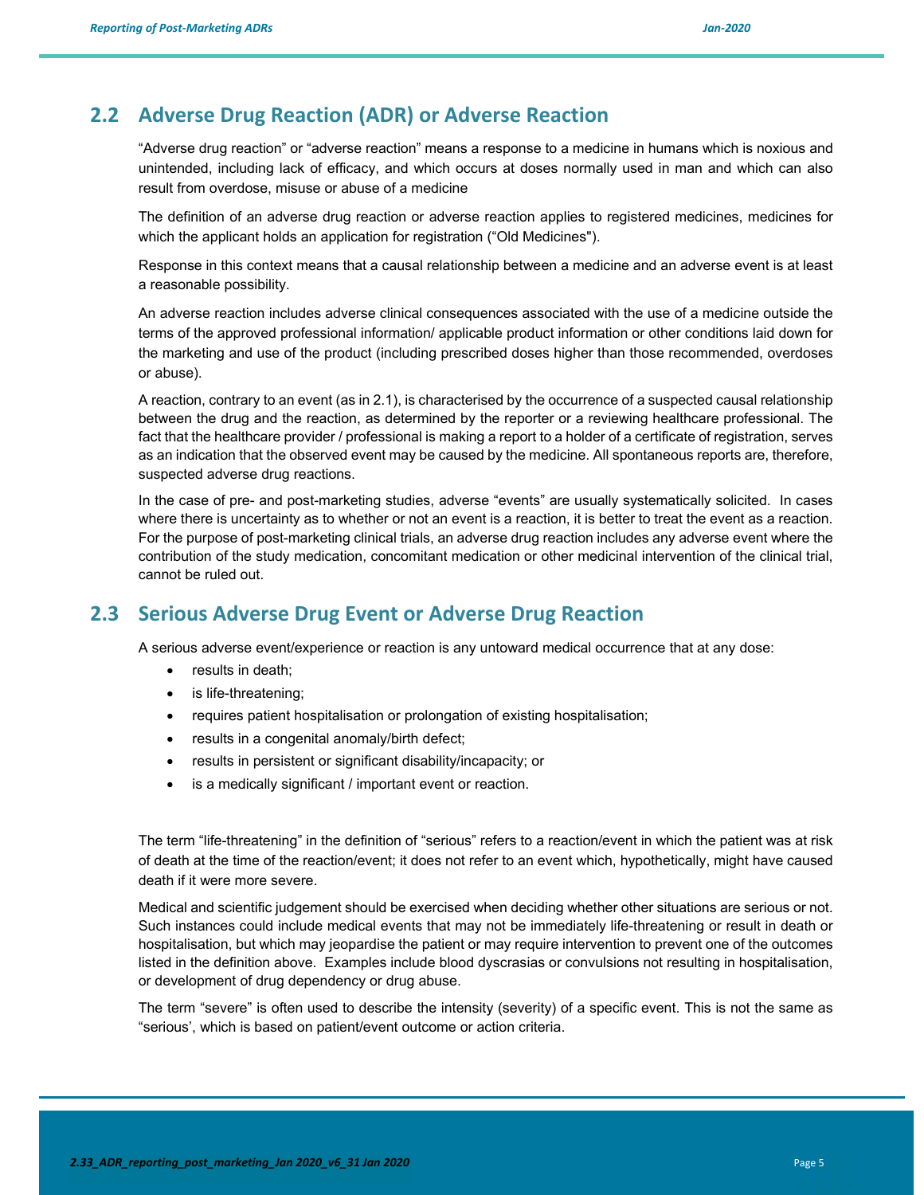## 2.2 Adverse Drug Reaction (ADR) or Adverse Reaction

"Adverse drug reaction" or "adverse reaction" means a response to a medicine in humans which is noxious and unintended, including lack of efficacy, and which occurs at doses normally used in man and which can also result from overdose, misuse or abuse of a medicine

The definition of an adverse drug reaction or adverse reaction applies to registered medicines, medicines for which the applicant holds an application for registration ("Old Medicines").

Response in this context means that a causal relationship between a medicine and an adverse event is at least a reasonable possibility.

An adverse reaction includes adverse clinical consequences associated with the use of a medicine outside the terms of the approved professional information/ applicable product information or other conditions laid down for the marketing and use of the product (including prescribed doses higher than those recommended, overdoses or abuse).

A reaction, contrary to an event (as in 2.1), is characterised by the occurrence of a suspected causal relationship between the drug and the reaction, as determined by the reporter or a reviewing healthcare professional. The fact that the healthcare provider / professional is making a report to a holder of a certificate of registration, serves as an indication that the observed event may be caused by the medicine. All spontaneous reports are, therefore, suspected adverse drug reactions.

In the case of pre- and post-marketing studies, adverse "events" are usually systematically solicited. In cases where there is uncertainty as to whether or not an event is a reaction, it is better to treat the event as a reaction. For the purpose of post-marketing clinical trials, an adverse drug reaction includes any adverse event where the contribution of the study medication, concomitant medication or other medicinal intervention of the clinical trial, cannot be ruled out.

## 2.3 Serious Adverse Drug Event or Adverse Drug Reaction

A serious adverse event/experience or reaction is any untoward medical occurrence that at any dose:

- results in death;
- is life-threatening;
- requires patient hospitalisation or prolongation of existing hospitalisation;
- results in a congenital anomaly/birth defect;
- results in persistent or significant disability/incapacity; or
- is a medically significant / important event or reaction.

The term "life-threatening" in the definition of "serious" refers to a reaction/event in which the patient was at risk of death at the time of the reaction/event; it does not refer to an event which, hypothetically, might have caused death if it were more severe.

Medical and scientific judgement should be exercised when deciding whether other situations are serious or not. Such instances could include medical events that may not be immediately life-threatening or result in death or hospitalisation, but which may jeopardise the patient or may require intervention to prevent one of the outcomes listed in the definition above. Examples include blood dyscrasias or convulsions not resulting in hospitalisation, or development of drug dependency or drug abuse.

The term "severe" is often used to describe the intensity (severity) of a specific event. This is not the same as "serious', which is based on patient/event outcome or action criteria.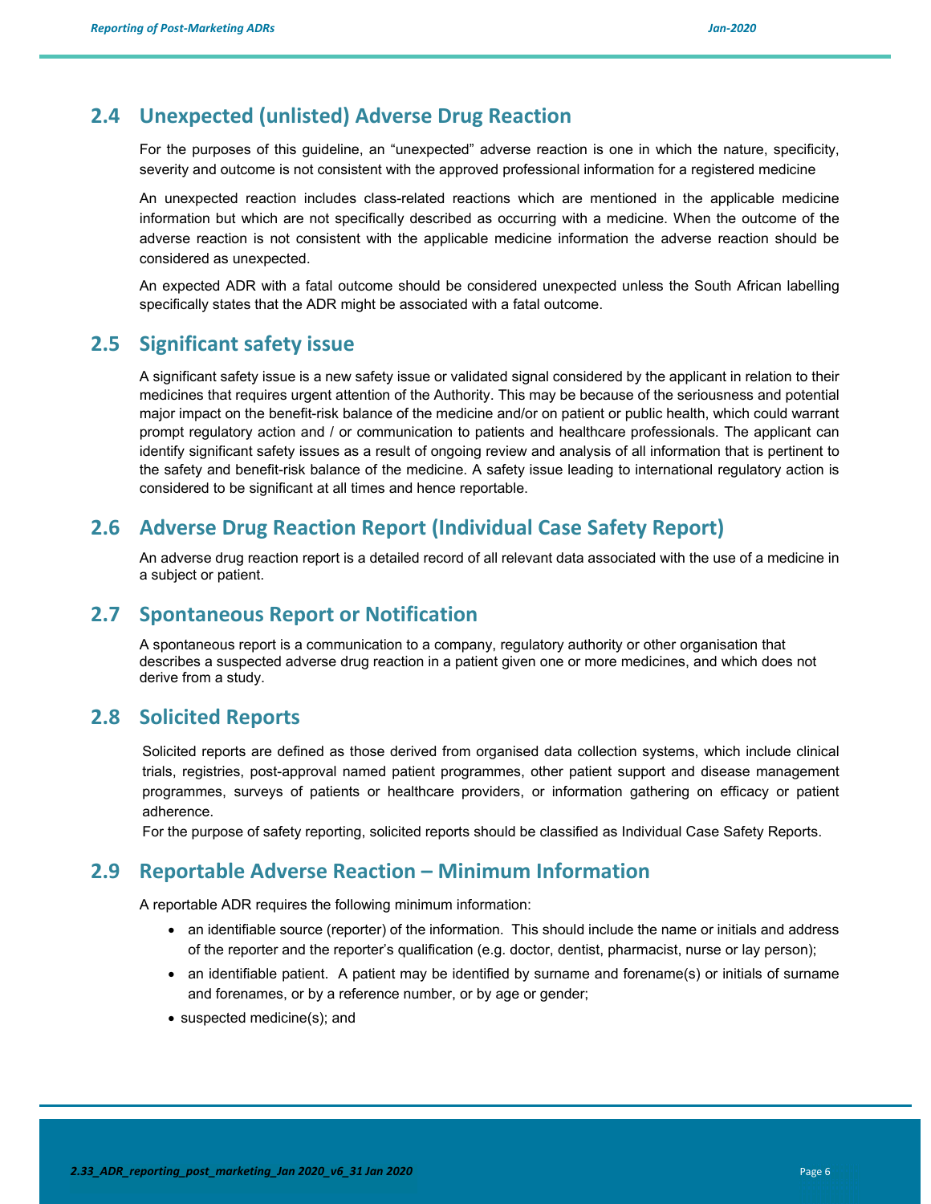## 2.4 Unexpected (unlisted) Adverse Drug Reaction

For the purposes of this guideline, an "unexpected" adverse reaction is one in which the nature, specificity, severity and outcome is not consistent with the approved professional information for a registered medicine

An unexpected reaction includes class-related reactions which are mentioned in the applicable medicine information but which are not specifically described as occurring with a medicine. When the outcome of the adverse reaction is not consistent with the applicable medicine information the adverse reaction should be considered as unexpected.

An expected ADR with a fatal outcome should be considered unexpected unless the South African labelling specifically states that the ADR might be associated with a fatal outcome.

## 2.5 Significant safety issue

A significant safety issue is a new safety issue or validated signal considered by the applicant in relation to their medicines that requires urgent attention of the Authority. This may be because of the seriousness and potential major impact on the benefit-risk balance of the medicine and/or on patient or public health, which could warrant prompt regulatory action and / or communication to patients and healthcare professionals. The applicant can identify significant safety issues as a result of ongoing review and analysis of all information that is pertinent to the safety and benefit-risk balance of the medicine. A safety issue leading to international regulatory action is considered to be significant at all times and hence reportable.

## 2.6 Adverse Drug Reaction Report (Individual Case Safety Report)

An adverse drug reaction report is a detailed record of all relevant data associated with the use of a medicine in a subject or patient.

## 2.7 Spontaneous Report or Notification

A spontaneous report is a communication to a company, regulatory authority or other organisation that describes a suspected adverse drug reaction in a patient given one or more medicines, and which does not derive from a study.

## 2.8 Solicited Reports

Solicited reports are defined as those derived from organised data collection systems, which include clinical trials, registries, post-approval named patient programmes, other patient support and disease management programmes, surveys of patients or healthcare providers, or information gathering on efficacy or patient adherence.

For the purpose of safety reporting, solicited reports should be classified as Individual Case Safety Reports.

## 2.9 Reportable Adverse Reaction – Minimum Information

A reportable ADR requires the following minimum information:

- an identifiable source (reporter) of the information. This should include the name or initials and address of the reporter and the reporter's qualification (e.g. doctor, dentist, pharmacist, nurse or lay person);
- an identifiable patient. A patient may be identified by surname and forename(s) or initials of surname and forenames, or by a reference number, or by age or gender;
- suspected medicine(s); and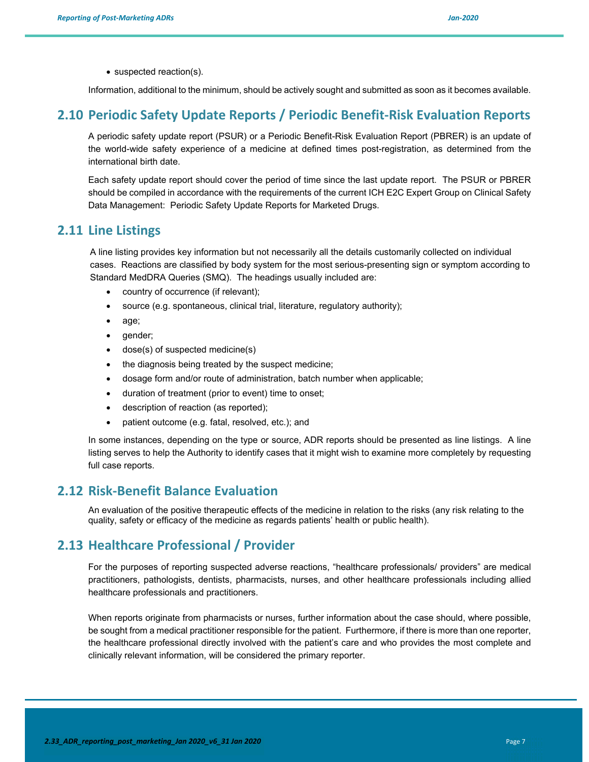- suspected reaction(s).

Information, additional to the minimum, should be actively sought and submitted as soon as it becomes available.

## 2.10 Periodic Safety Update Reports / Periodic Benefit-Risk Evaluation Reports

A periodic safety update report (PSUR) or a Periodic Benefit-Risk Evaluation Report (PBRER) is an update of the world-wide safety experience of a medicine at defined times post-registration, as determined from the international birth date.

Each safety update report should cover the period of time since the last update report. The PSUR or PBRER should be compiled in accordance with the requirements of the current ICH E2C Expert Group on Clinical Safety Data Management: Periodic Safety Update Reports for Marketed Drugs.

## 2.11 Line Listings

A line listing provides key information but not necessarily all the details customarily collected on individual cases. Reactions are classified by body system for the most serious-presenting sign or symptom according to Standard MedDRA Queries (SMQ). The headings usually included are:

- country of occurrence (if relevant);
- source (e.g. spontaneous, clinical trial, literature, regulatory authority);
- age;
- gender;
- dose(s) of suspected medicine(s)
- the diagnosis being treated by the suspect medicine;
- dosage form and/or route of administration, batch number when applicable;
- duration of treatment (prior to event) time to onset;
- description of reaction (as reported);
- patient outcome (e.g. fatal, resolved, etc.); and

In some instances, depending on the type or source, ADR reports should be presented as line listings. A line listing serves to help the Authority to identify cases that it might wish to examine more completely by requesting full case reports.

## 2.12 Risk-Benefit Balance Evaluation

An evaluation of the positive therapeutic effects of the medicine in relation to the risks (any risk relating to the quality, safety or efficacy of the medicine as regards patients' health or public health).

## 2.13 Healthcare Professional / Provider

For the purposes of reporting suspected adverse reactions, "healthcare professionals/ providers" are medical practitioners, pathologists, dentists, pharmacists, nurses, and other healthcare professionals including allied healthcare professionals and practitioners.

When reports originate from pharmacists or nurses, further information about the case should, where possible, be sought from a medical practitioner responsible for the patient. Furthermore, if there is more than one reporter, the healthcare professional directly involved with the patient's care and who provides the most complete and clinically relevant information, will be considered the primary reporter.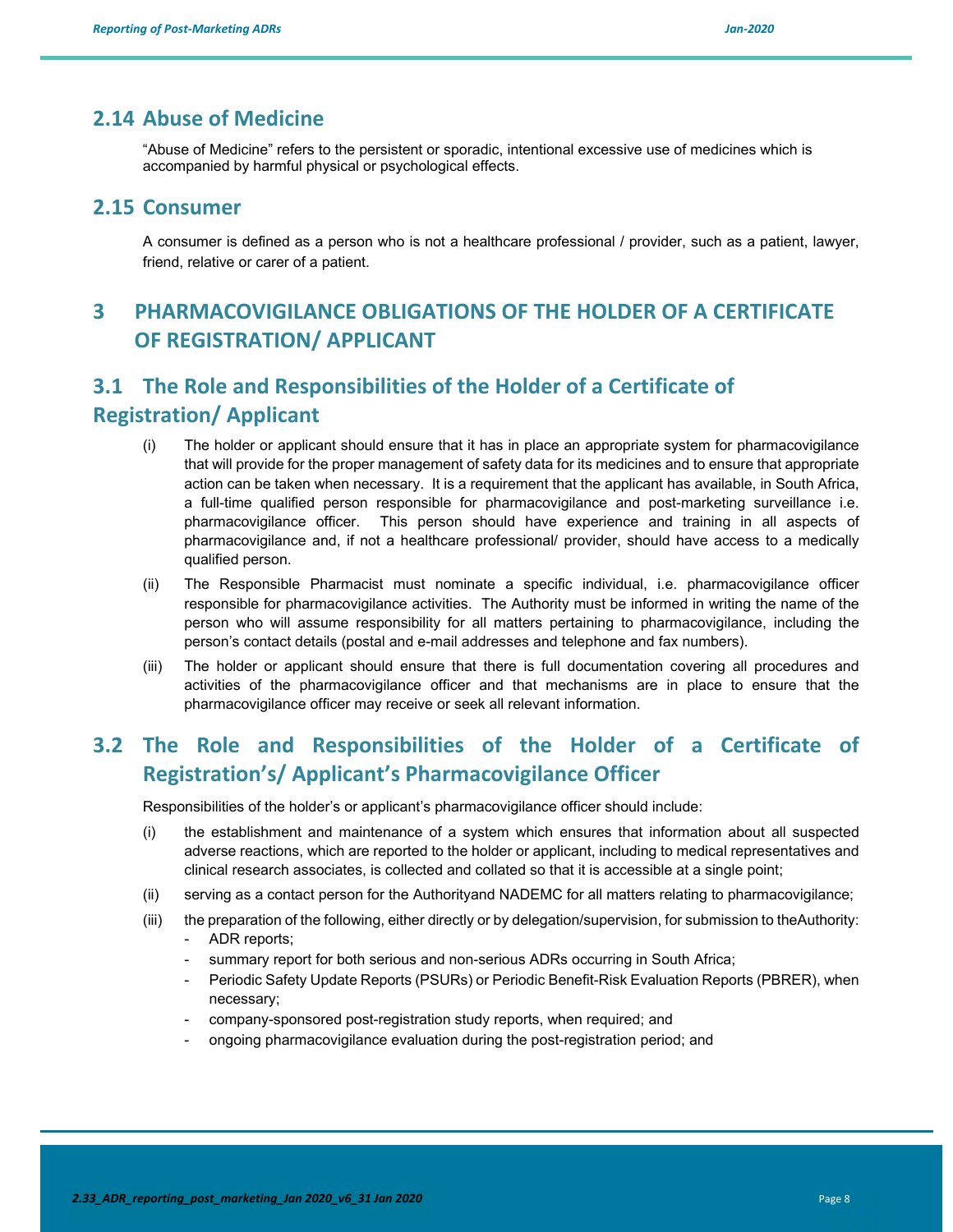## 2.14 Abuse of Medicine

"Abuse of Medicine" refers to the persistent or sporadic, intentional excessive use of medicines which is accompanied by harmful physical or psychological effects.

## 2.15 Consumer

A consumer is defined as a person who is not a healthcare professional / provider, such as a patient, lawyer, friend, relative or carer of a patient.

# 3 PHARMACOVIGILANCE OBLIGATIONS OF THE HOLDER OF A CERTIFICATE OF REGISTRATION/ APPLICANT

## 3.1 The Role and Responsibilities of the Holder of a Certificate of Registration/ Applicant

(i) The holder or applicant should ensure that it has in place an appropriate system for pharmacovigilance that will provide for the proper management of safety data for its medicines and to ensure that appropriate action can be taken when necessary. It is a requirement that the applicant has available, in South Africa, a full-time qualified person responsible for pharmacovigilance and post-marketing surveillance i.e. pharmacovigilance officer. This person should have experience and training in all aspects of pharmacovigilance and, if not a healthcare professional/ provider, should have access to a medically qualified person.

(ii) The Responsible Pharmacist must nominate a specific individual, i.e. pharmacovigilance officer responsible for pharmacovigilance activities. The Authority must be informed in writing the name of the person who will assume responsibility for all matters pertaining to pharmacovigilance, including the person's contact details (postal and e-mail addresses and telephone and fax numbers).

(iii) The holder or applicant should ensure that there is full documentation covering all procedures and activities of the pharmacovigilance officer and that mechanisms are in place to ensure that the pharmacovigilance officer may receive or seek all relevant information.

## 3.2 The Role and Responsibilities of the Holder of a Certificate of Registration's/ Applicant's Pharmacovigilance Officer

Responsibilities of the holder's or applicant's pharmacovigilance officer should include:

(i) the establishment and maintenance of a system which ensures that information about all suspected adverse reactions, which are reported to the holder or applicant, including to medical representatives and clinical research associates, is collected and collated so that it is accessible at a single point;

(ii) serving as a contact person for the Authorityand NADEMC for all matters relating to pharmacovigilance;

(iii) the preparation of the following, either directly or by delegation/supervision, for submission to theAuthority:
- ADR reports;
- summary report for both serious and non-serious ADRs occurring in South Africa;
- Periodic Safety Update Reports (PSURs) or Periodic Benefit-Risk Evaluation Reports (PBRER), when necessary;
- company-sponsored post-registration study reports, when required; and
- ongoing pharmacovigilance evaluation during the post-registration period; and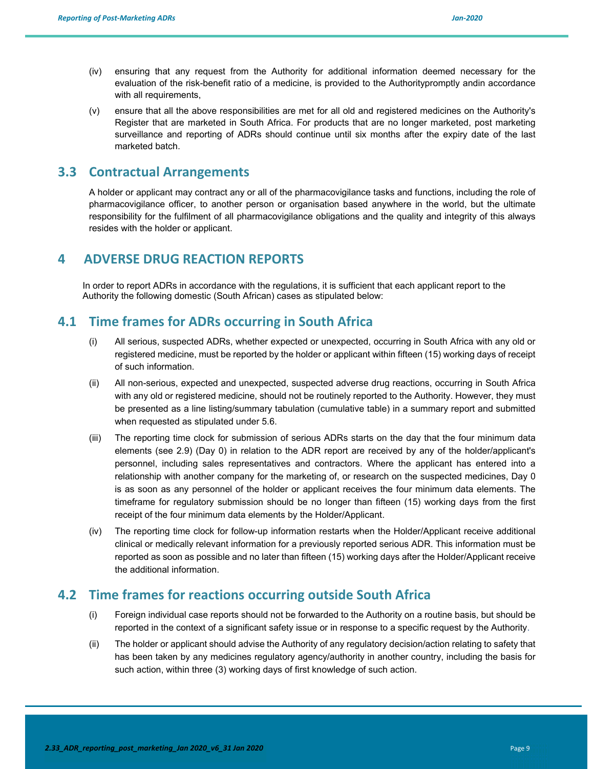(iv) ensuring that any request from the Authority for additional information deemed necessary for the evaluation of the risk-benefit ratio of a medicine, is provided to the Authoritypromptly andin accordance with all requirements,

(v) ensure that all the above responsibilities are met for all old and registered medicines on the Authority's Register that are marketed in South Africa. For products that are no longer marketed, post marketing surveillance and reporting of ADRs should continue until six months after the expiry date of the last marketed batch.

## 3.3 Contractual Arrangements

A holder or applicant may contract any or all of the pharmacovigilance tasks and functions, including the role of pharmacovigilance officer, to another person or organisation based anywhere in the world, but the ultimate responsibility for the fulfilment of all pharmacovigilance obligations and the quality and integrity of this always resides with the holder or applicant.

# 4 ADVERSE DRUG REACTION REPORTS

In order to report ADRs in accordance with the regulations, it is sufficient that each applicant report to the Authority the following domestic (South African) cases as stipulated below:

## 4.1 Time frames for ADRs occurring in South Africa

(i) All serious, suspected ADRs, whether expected or unexpected, occurring in South Africa with any old or registered medicine, must be reported by the holder or applicant within fifteen (15) working days of receipt of such information.

(ii) All non-serious, expected and unexpected, suspected adverse drug reactions, occurring in South Africa with any old or registered medicine, should not be routinely reported to the Authority. However, they must be presented as a line listing/summary tabulation (cumulative table) in a summary report and submitted when requested as stipulated under 5.6.

(iii) The reporting time clock for submission of serious ADRs starts on the day that the four minimum data elements (see 2.9) (Day 0) in relation to the ADR report are received by any of the holder/applicant's personnel, including sales representatives and contractors. Where the applicant has entered into a relationship with another company for the marketing of, or research on the suspected medicines, Day 0 is as soon as any personnel of the holder or applicant receives the four minimum data elements. The timeframe for regulatory submission should be no longer than fifteen (15) working days from the first receipt of the four minimum data elements by the Holder/Applicant.

(iv) The reporting time clock for follow-up information restarts when the Holder/Applicant receive additional clinical or medically relevant information for a previously reported serious ADR. This information must be reported as soon as possible and no later than fifteen (15) working days after the Holder/Applicant receive the additional information.

## 4.2 Time frames for reactions occurring outside South Africa

(i) Foreign individual case reports should not be forwarded to the Authority on a routine basis, but should be reported in the context of a significant safety issue or in response to a specific request by the Authority.

(ii) The holder or applicant should advise the Authority of any regulatory decision/action relating to safety that has been taken by any medicines regulatory agency/authority in another country, including the basis for such action, within three (3) working days of first knowledge of such action.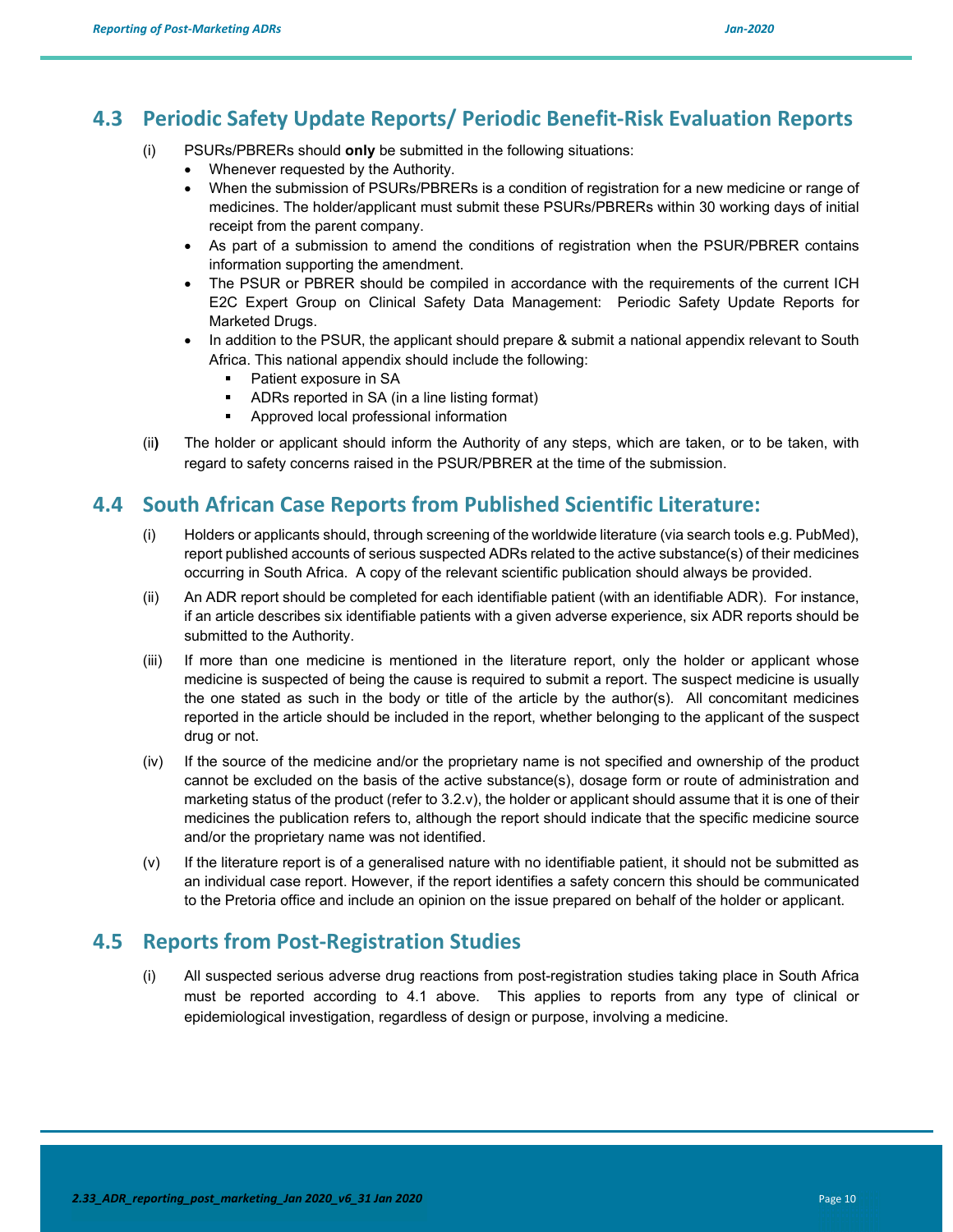## 4.3 Periodic Safety Update Reports/ Periodic Benefit-Risk Evaluation Reports

(i) PSURs/PBRERs should **only** be submitted in the following situations:

- Whenever requested by the Authority.
- When the submission of PSURs/PBRERs is a condition of registration for a new medicine or range of medicines. The holder/applicant must submit these PSURs/PBRERs within 30 working days of initial receipt from the parent company.
- As part of a submission to amend the conditions of registration when the PSUR/PBRER contains information supporting the amendment.
- The PSUR or PBRER should be compiled in accordance with the requirements of the current ICH E2C Expert Group on Clinical Safety Data Management: Periodic Safety Update Reports for Marketed Drugs.
- In addition to the PSUR, the applicant should prepare & submit a national appendix relevant to South Africa. This national appendix should include the following:
  - Patient exposure in SA
  - ADRs reported in SA (in a line listing format)
  - Approved local professional information

(ii) The holder or applicant should inform the Authority of any steps, which are taken, or to be taken, with regard to safety concerns raised in the PSUR/PBRER at the time of the submission.

## 4.4 South African Case Reports from Published Scientific Literature:

(i) Holders or applicants should, through screening of the worldwide literature (via search tools e.g. PubMed), report published accounts of serious suspected ADRs related to the active substance(s) of their medicines occurring in South Africa. A copy of the relevant scientific publication should always be provided.

(ii) An ADR report should be completed for each identifiable patient (with an identifiable ADR). For instance, if an article describes six identifiable patients with a given adverse experience, six ADR reports should be submitted to the Authority.

(iii) If more than one medicine is mentioned in the literature report, only the holder or applicant whose medicine is suspected of being the cause is required to submit a report. The suspect medicine is usually the one stated as such in the body or title of the article by the author(s). All concomitant medicines reported in the article should be included in the report, whether belonging to the applicant of the suspect drug or not.

(iv) If the source of the medicine and/or the proprietary name is not specified and ownership of the product cannot be excluded on the basis of the active substance(s), dosage form or route of administration and marketing status of the product (refer to 3.2.v), the holder or applicant should assume that it is one of their medicines the publication refers to, although the report should indicate that the specific medicine source and/or the proprietary name was not identified.

(v) If the literature report is of a generalised nature with no identifiable patient, it should not be submitted as an individual case report. However, if the report identifies a safety concern this should be communicated to the Pretoria office and include an opinion on the issue prepared on behalf of the holder or applicant.

## 4.5 Reports from Post-Registration Studies

(i) All suspected serious adverse drug reactions from post-registration studies taking place in South Africa must be reported according to 4.1 above. This applies to reports from any type of clinical or epidemiological investigation, regardless of design or purpose, involving a medicine.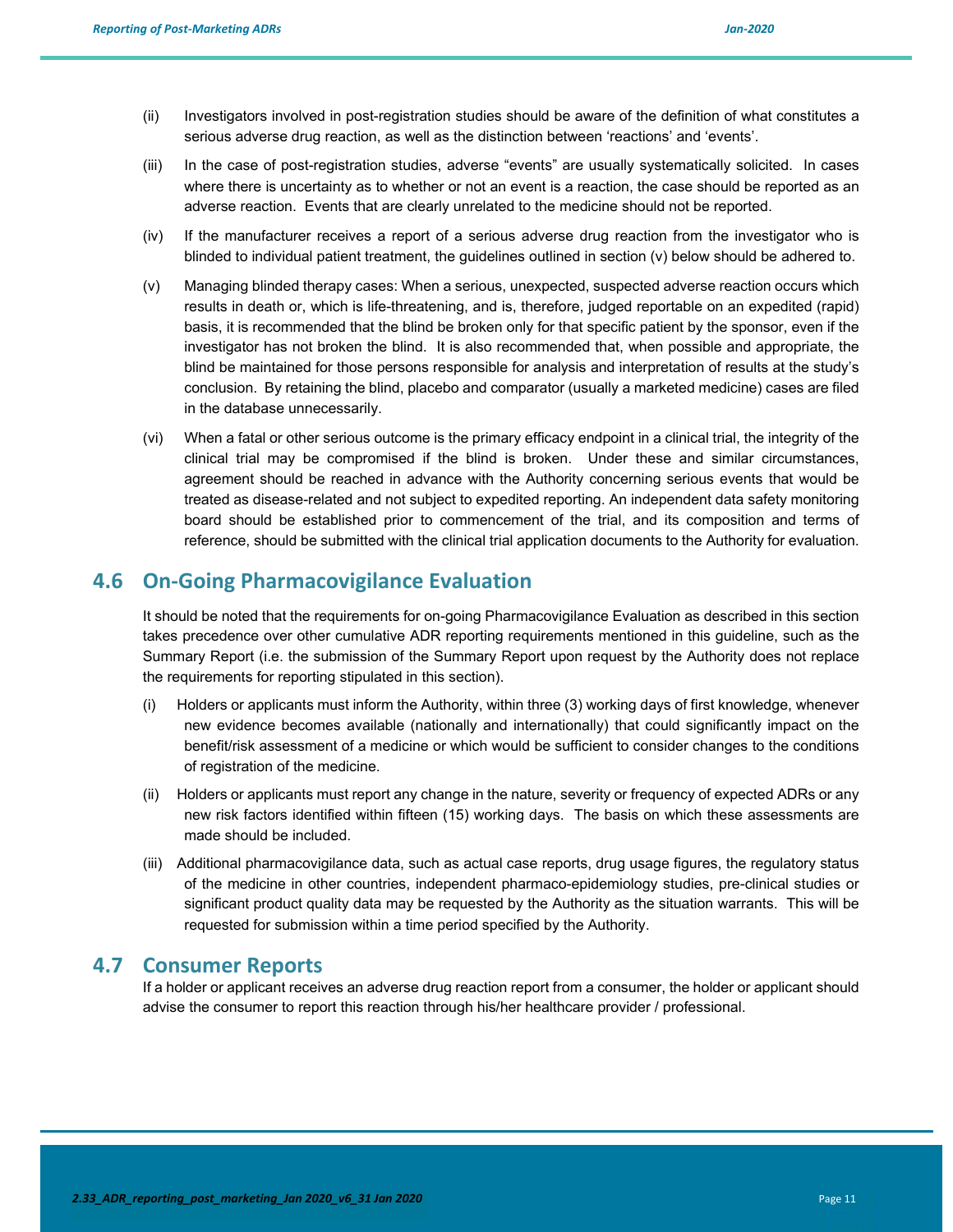(ii) Investigators involved in post-registration studies should be aware of the definition of what constitutes a serious adverse drug reaction, as well as the distinction between 'reactions' and 'events'.

(iii) In the case of post-registration studies, adverse "events" are usually systematically solicited. In cases where there is uncertainty as to whether or not an event is a reaction, the case should be reported as an adverse reaction. Events that are clearly unrelated to the medicine should not be reported.

(iv) If the manufacturer receives a report of a serious adverse drug reaction from the investigator who is blinded to individual patient treatment, the guidelines outlined in section (v) below should be adhered to.

(v) Managing blinded therapy cases: When a serious, unexpected, suspected adverse reaction occurs which results in death or, which is life-threatening, and is, therefore, judged reportable on an expedited (rapid) basis, it is recommended that the blind be broken only for that specific patient by the sponsor, even if the investigator has not broken the blind. It is also recommended that, when possible and appropriate, the blind be maintained for those persons responsible for analysis and interpretation of results at the study's conclusion. By retaining the blind, placebo and comparator (usually a marketed medicine) cases are filed in the database unnecessarily.

(vi) When a fatal or other serious outcome is the primary efficacy endpoint in a clinical trial, the integrity of the clinical trial may be compromised if the blind is broken. Under these and similar circumstances, agreement should be reached in advance with the Authority concerning serious events that would be treated as disease-related and not subject to expedited reporting. An independent data safety monitoring board should be established prior to commencement of the trial, and its composition and terms of reference, should be submitted with the clinical trial application documents to the Authority for evaluation.

## 4.6 On-Going Pharmacovigilance Evaluation

It should be noted that the requirements for on-going Pharmacovigilance Evaluation as described in this section takes precedence over other cumulative ADR reporting requirements mentioned in this guideline, such as the Summary Report (i.e. the submission of the Summary Report upon request by the Authority does not replace the requirements for reporting stipulated in this section).

(i) Holders or applicants must inform the Authority, within three (3) working days of first knowledge, whenever new evidence becomes available (nationally and internationally) that could significantly impact on the benefit/risk assessment of a medicine or which would be sufficient to consider changes to the conditions of registration of the medicine.

(ii) Holders or applicants must report any change in the nature, severity or frequency of expected ADRs or any new risk factors identified within fifteen (15) working days. The basis on which these assessments are made should be included.

(iii) Additional pharmacovigilance data, such as actual case reports, drug usage figures, the regulatory status of the medicine in other countries, independent pharmaco-epidemiology studies, pre-clinical studies or significant product quality data may be requested by the Authority as the situation warrants. This will be requested for submission within a time period specified by the Authority.

## 4.7 Consumer Reports

If a holder or applicant receives an adverse drug reaction report from a consumer, the holder or applicant should advise the consumer to report this reaction through his/her healthcare provider / professional.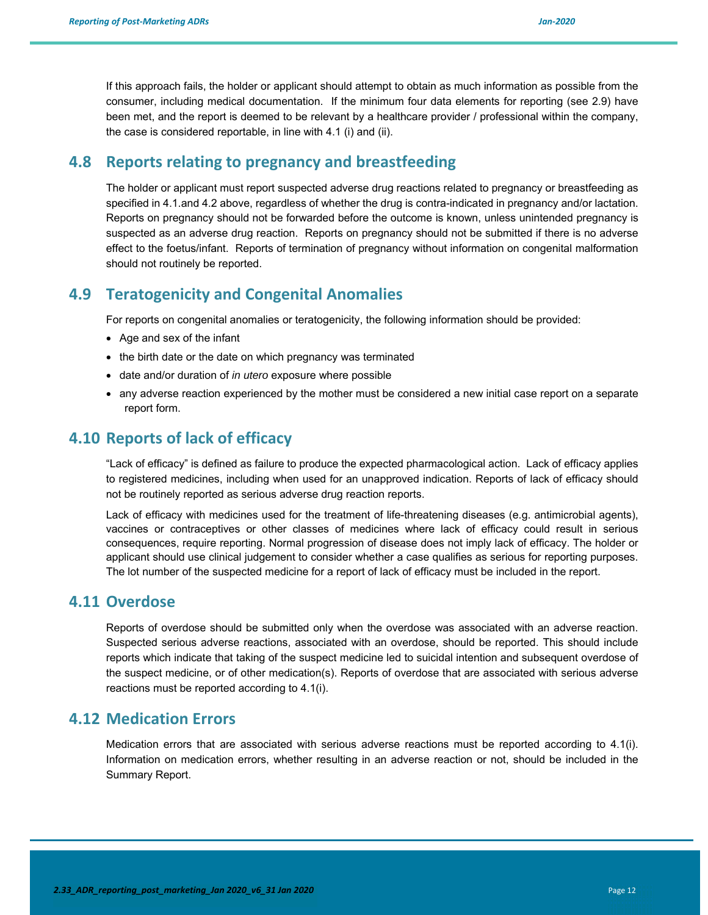If this approach fails, the holder or applicant should attempt to obtain as much information as possible from the consumer, including medical documentation. If the minimum four data elements for reporting (see 2.9) have been met, and the report is deemed to be relevant by a healthcare provider / professional within the company, the case is considered reportable, in line with 4.1 (i) and (ii).

## 4.8 Reports relating to pregnancy and breastfeeding

The holder or applicant must report suspected adverse drug reactions related to pregnancy or breastfeeding as specified in 4.1.and 4.2 above, regardless of whether the drug is contra-indicated in pregnancy and/or lactation. Reports on pregnancy should not be forwarded before the outcome is known, unless unintended pregnancy is suspected as an adverse drug reaction. Reports on pregnancy should not be submitted if there is no adverse effect to the foetus/infant. Reports of termination of pregnancy without information on congenital malformation should not routinely be reported.

## 4.9 Teratogenicity and Congenital Anomalies

For reports on congenital anomalies or teratogenicity, the following information should be provided:

- Age and sex of the infant
- the birth date or the date on which pregnancy was terminated
- date and/or duration of *in utero* exposure where possible
- any adverse reaction experienced by the mother must be considered a new initial case report on a separate report form.

## 4.10 Reports of lack of efficacy

"Lack of efficacy" is defined as failure to produce the expected pharmacological action. Lack of efficacy applies to registered medicines, including when used for an unapproved indication. Reports of lack of efficacy should not be routinely reported as serious adverse drug reaction reports.

Lack of efficacy with medicines used for the treatment of life-threatening diseases (e.g. antimicrobial agents), vaccines or contraceptives or other classes of medicines where lack of efficacy could result in serious consequences, require reporting. Normal progression of disease does not imply lack of efficacy. The holder or applicant should use clinical judgement to consider whether a case qualifies as serious for reporting purposes. The lot number of the suspected medicine for a report of lack of efficacy must be included in the report.

## 4.11 Overdose

Reports of overdose should be submitted only when the overdose was associated with an adverse reaction. Suspected serious adverse reactions, associated with an overdose, should be reported. This should include reports which indicate that taking of the suspect medicine led to suicidal intention and subsequent overdose of the suspect medicine, or of other medication(s). Reports of overdose that are associated with serious adverse reactions must be reported according to 4.1(i).

## 4.12 Medication Errors

Medication errors that are associated with serious adverse reactions must be reported according to 4.1(i). Information on medication errors, whether resulting in an adverse reaction or not, should be included in the Summary Report.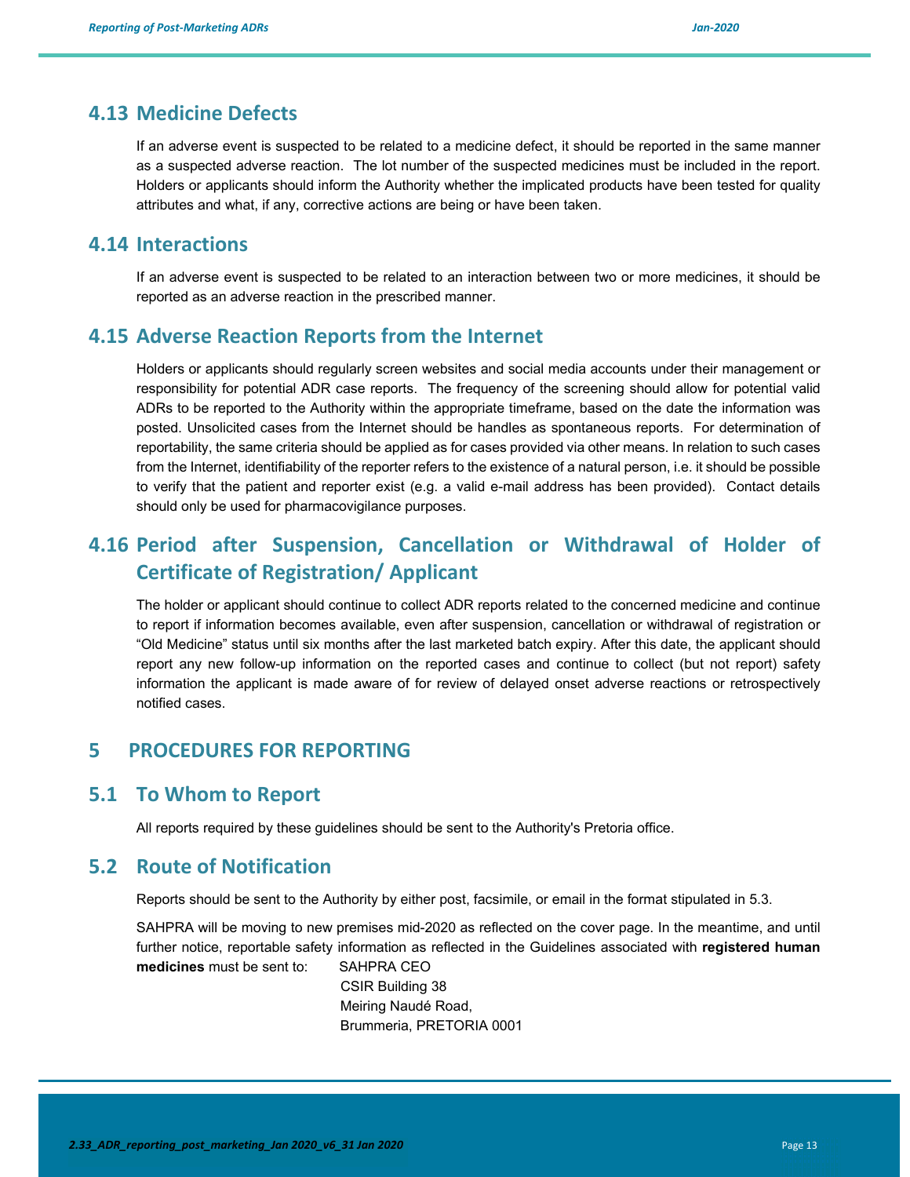## 4.13 Medicine Defects

If an adverse event is suspected to be related to a medicine defect, it should be reported in the same manner as a suspected adverse reaction. The lot number of the suspected medicines must be included in the report. Holders or applicants should inform the Authority whether the implicated products have been tested for quality attributes and what, if any, corrective actions are being or have been taken.

## 4.14 Interactions

If an adverse event is suspected to be related to an interaction between two or more medicines, it should be reported as an adverse reaction in the prescribed manner.

## 4.15 Adverse Reaction Reports from the Internet

Holders or applicants should regularly screen websites and social media accounts under their management or responsibility for potential ADR case reports. The frequency of the screening should allow for potential valid ADRs to be reported to the Authority within the appropriate timeframe, based on the date the information was posted. Unsolicited cases from the Internet should be handles as spontaneous reports. For determination of reportability, the same criteria should be applied as for cases provided via other means. In relation to such cases from the Internet, identifiability of the reporter refers to the existence of a natural person, i.e. it should be possible to verify that the patient and reporter exist (e.g. a valid e-mail address has been provided). Contact details should only be used for pharmacovigilance purposes.

## 4.16 Period after Suspension, Cancellation or Withdrawal of Holder of Certificate of Registration/ Applicant

The holder or applicant should continue to collect ADR reports related to the concerned medicine and continue to report if information becomes available, even after suspension, cancellation or withdrawal of registration or "Old Medicine" status until six months after the last marketed batch expiry. After this date, the applicant should report any new follow-up information on the reported cases and continue to collect (but not report) safety information the applicant is made aware of for review of delayed onset adverse reactions or retrospectively notified cases.

# 5 PROCEDURES FOR REPORTING

## 5.1 To Whom to Report

All reports required by these guidelines should be sent to the Authority's Pretoria office.

## 5.2 Route of Notification

Reports should be sent to the Authority by either post, facsimile, or email in the format stipulated in 5.3.

SAHPRA will be moving to new premises mid-2020 as reflected on the cover page. In the meantime, and until further notice, reportable safety information as reflected in the Guidelines associated with **registered human medicines** must be sent to:

SAHPRA CEO
CSIR Building 38
Meiring Naudé Road,
Brummeria, PRETORIA 0001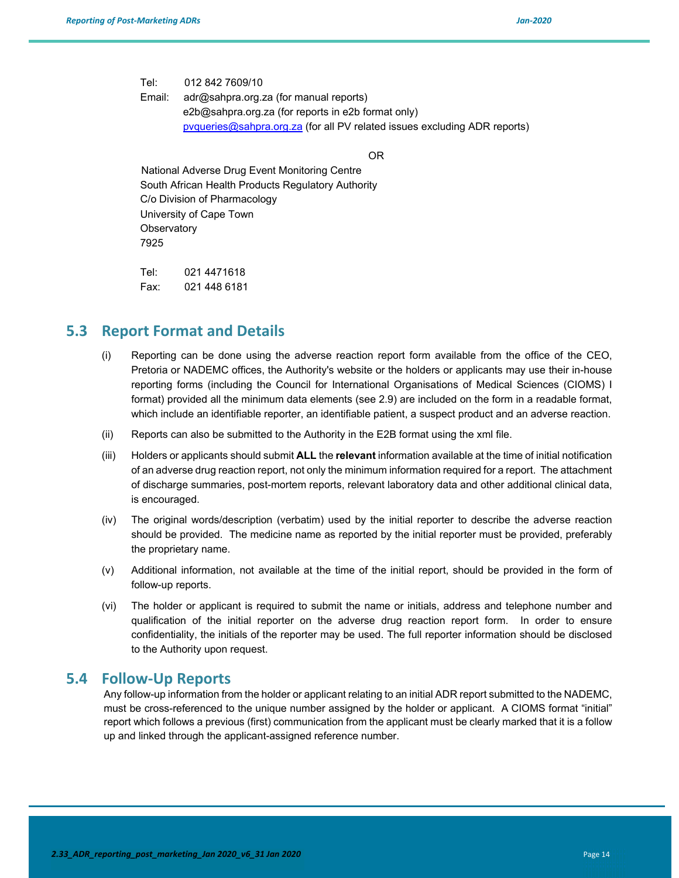Tel: 012 842 7609/10
Email: adr@sahpra.org.za (for manual reports)
e2b@sahpra.org.za (for reports in e2b format only)
pvqueries@sahpra.org.za (for all PV related issues excluding ADR reports)

OR

National Adverse Drug Event Monitoring Centre
South African Health Products Regulatory Authority
C/o Division of Pharmacology
University of Cape Town
Observatory
7925

Tel: 021 4471618
Fax: 021 448 6181

## 5.3 Report Format and Details

(i) Reporting can be done using the adverse reaction report form available from the office of the CEO, Pretoria or NADEMC offices, the Authority's website or the holders or applicants may use their in-house reporting forms (including the Council for International Organisations of Medical Sciences (CIOMS) I format) provided all the minimum data elements (see 2.9) are included on the form in a readable format, which include an identifiable reporter, an identifiable patient, a suspect product and an adverse reaction.

(ii) Reports can also be submitted to the Authority in the E2B format using the xml file.

(iii) Holders or applicants should submit **ALL** the **relevant** information available at the time of initial notification of an adverse drug reaction report, not only the minimum information required for a report. The attachment of discharge summaries, post-mortem reports, relevant laboratory data and other additional clinical data, is encouraged.

(iv) The original words/description (verbatim) used by the initial reporter to describe the adverse reaction should be provided. The medicine name as reported by the initial reporter must be provided, preferably the proprietary name.

(v) Additional information, not available at the time of the initial report, should be provided in the form of follow-up reports.

(vi) The holder or applicant is required to submit the name or initials, address and telephone number and qualification of the initial reporter on the adverse drug reaction report form. In order to ensure confidentiality, the initials of the reporter may be used. The full reporter information should be disclosed to the Authority upon request.

## 5.4 Follow-Up Reports

Any follow-up information from the holder or applicant relating to an initial ADR report submitted to the NADEMC, must be cross-referenced to the unique number assigned by the holder or applicant. A CIOMS format "initial" report which follows a previous (first) communication from the applicant must be clearly marked that it is a follow up and linked through the applicant-assigned reference number.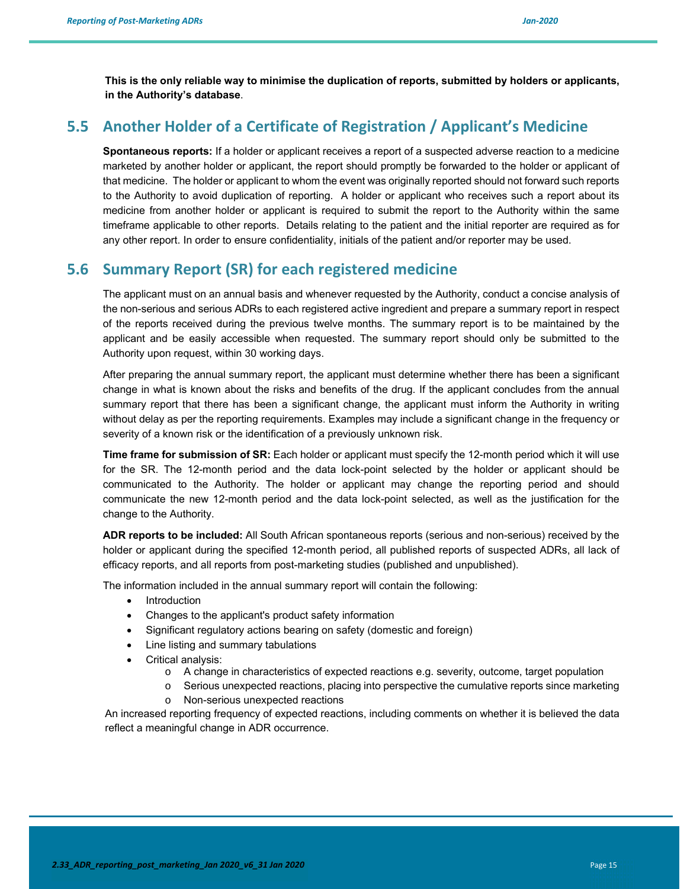**This is the only reliable way to minimise the duplication of reports, submitted by holders or applicants, in the Authority's database**.

## 5.5 Another Holder of a Certificate of Registration / Applicant's Medicine

**Spontaneous reports:** If a holder or applicant receives a report of a suspected adverse reaction to a medicine marketed by another holder or applicant, the report should promptly be forwarded to the holder or applicant of that medicine. The holder or applicant to whom the event was originally reported should not forward such reports to the Authority to avoid duplication of reporting. A holder or applicant who receives such a report about its medicine from another holder or applicant is required to submit the report to the Authority within the same timeframe applicable to other reports. Details relating to the patient and the initial reporter are required as for any other report. In order to ensure confidentiality, initials of the patient and/or reporter may be used.

## 5.6 Summary Report (SR) for each registered medicine

The applicant must on an annual basis and whenever requested by the Authority, conduct a concise analysis of the non-serious and serious ADRs to each registered active ingredient and prepare a summary report in respect of the reports received during the previous twelve months. The summary report is to be maintained by the applicant and be easily accessible when requested. The summary report should only be submitted to the Authority upon request, within 30 working days.

After preparing the annual summary report, the applicant must determine whether there has been a significant change in what is known about the risks and benefits of the drug. If the applicant concludes from the annual summary report that there has been a significant change, the applicant must inform the Authority in writing without delay as per the reporting requirements. Examples may include a significant change in the frequency or severity of a known risk or the identification of a previously unknown risk.

**Time frame for submission of SR:** Each holder or applicant must specify the 12-month period which it will use for the SR. The 12-month period and the data lock-point selected by the holder or applicant should be communicated to the Authority. The holder or applicant may change the reporting period and should communicate the new 12-month period and the data lock-point selected, as well as the justification for the change to the Authority.

**ADR reports to be included:** All South African spontaneous reports (serious and non-serious) received by the holder or applicant during the specified 12-month period, all published reports of suspected ADRs, all lack of efficacy reports, and all reports from post-marketing studies (published and unpublished).

The information included in the annual summary report will contain the following:

- Introduction
- Changes to the applicant's product safety information
- Significant regulatory actions bearing on safety (domestic and foreign)
- Line listing and summary tabulations
- Critical analysis:
  - A change in characteristics of expected reactions e.g. severity, outcome, target population
  - Serious unexpected reactions, placing into perspective the cumulative reports since marketing
  - Non-serious unexpected reactions

An increased reporting frequency of expected reactions, including comments on whether it is believed the data reflect a meaningful change in ADR occurrence.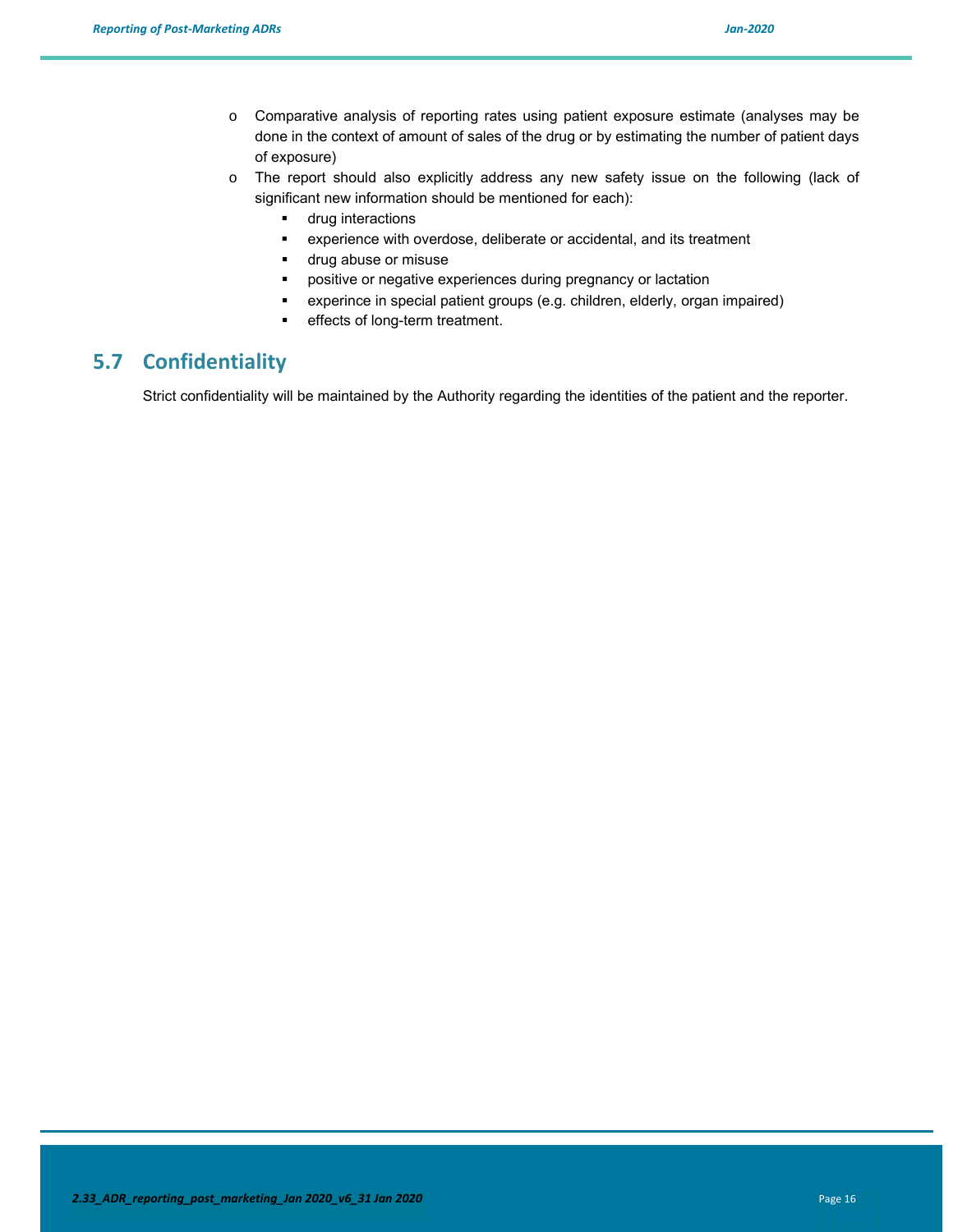- Comparative analysis of reporting rates using patient exposure estimate (analyses may be done in the context of amount of sales of the drug or by estimating the number of patient days of exposure)
- The report should also explicitly address any new safety issue on the following (lack of significant new information should be mentioned for each):
  - drug interactions
  - experience with overdose, deliberate or accidental, and its treatment
  - drug abuse or misuse
  - positive or negative experiences during pregnancy or lactation
  - experince in special patient groups (e.g. children, elderly, organ impaired)
  - effects of long-term treatment.

## 5.7 Confidentiality

Strict confidentiality will be maintained by the Authority regarding the identities of the patient and the reporter.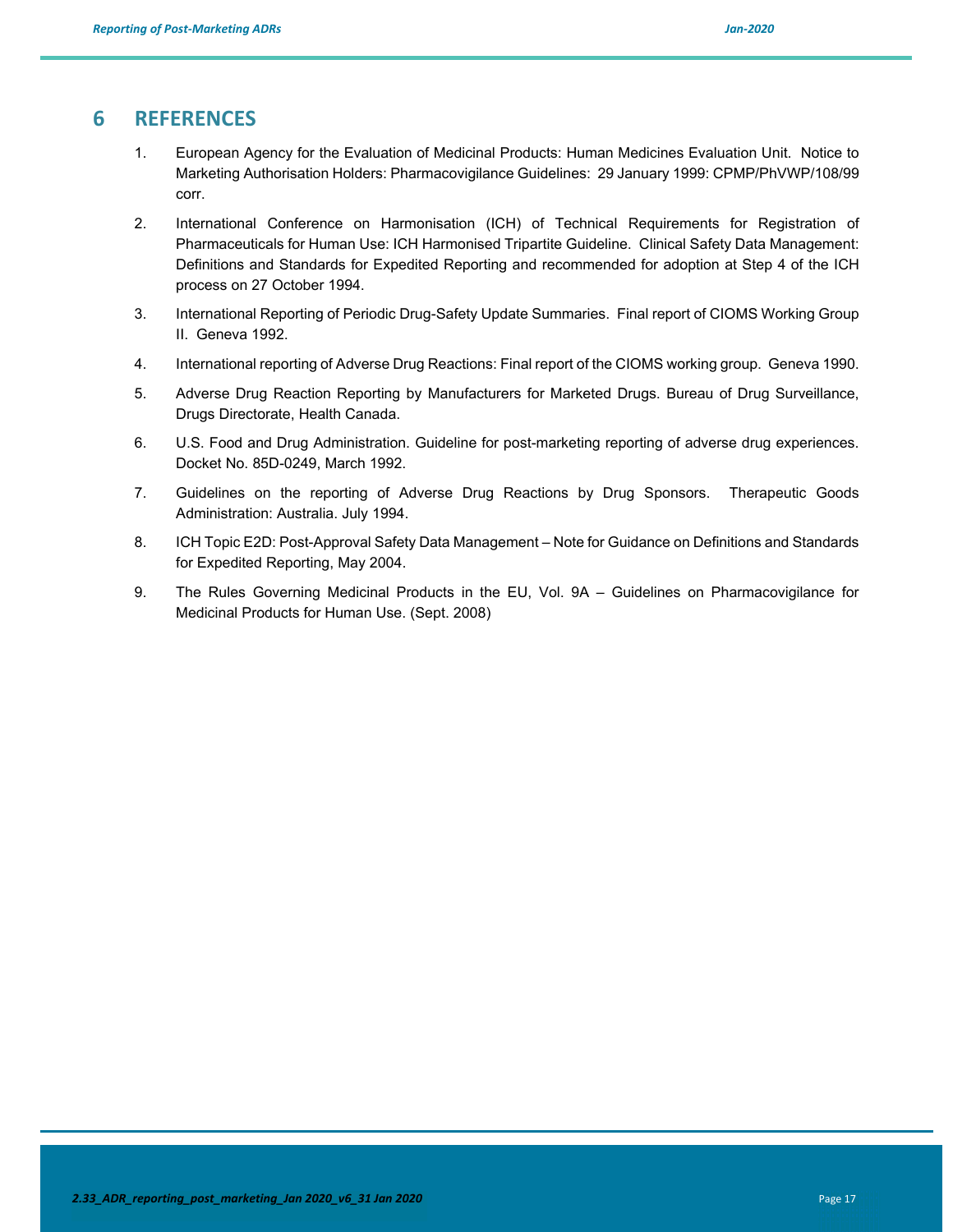# 6 REFERENCES

1. European Agency for the Evaluation of Medicinal Products: Human Medicines Evaluation Unit. Notice to Marketing Authorisation Holders: Pharmacovigilance Guidelines: 29 January 1999: CPMP/PhVWP/108/99 corr.

2. International Conference on Harmonisation (ICH) of Technical Requirements for Registration of Pharmaceuticals for Human Use: ICH Harmonised Tripartite Guideline. Clinical Safety Data Management: Definitions and Standards for Expedited Reporting and recommended for adoption at Step 4 of the ICH process on 27 October 1994.

3. International Reporting of Periodic Drug-Safety Update Summaries. Final report of CIOMS Working Group II. Geneva 1992.

4. International reporting of Adverse Drug Reactions: Final report of the CIOMS working group. Geneva 1990.

5. Adverse Drug Reaction Reporting by Manufacturers for Marketed Drugs. Bureau of Drug Surveillance, Drugs Directorate, Health Canada.

6. U.S. Food and Drug Administration. Guideline for post-marketing reporting of adverse drug experiences. Docket No. 85D-0249, March 1992.

7. Guidelines on the reporting of Adverse Drug Reactions by Drug Sponsors. Therapeutic Goods Administration: Australia. July 1994.

8. ICH Topic E2D: Post-Approval Safety Data Management – Note for Guidance on Definitions and Standards for Expedited Reporting, May 2004.

9. The Rules Governing Medicinal Products in the EU, Vol. 9A – Guidelines on Pharmacovigilance for Medicinal Products for Human Use. (Sept. 2008)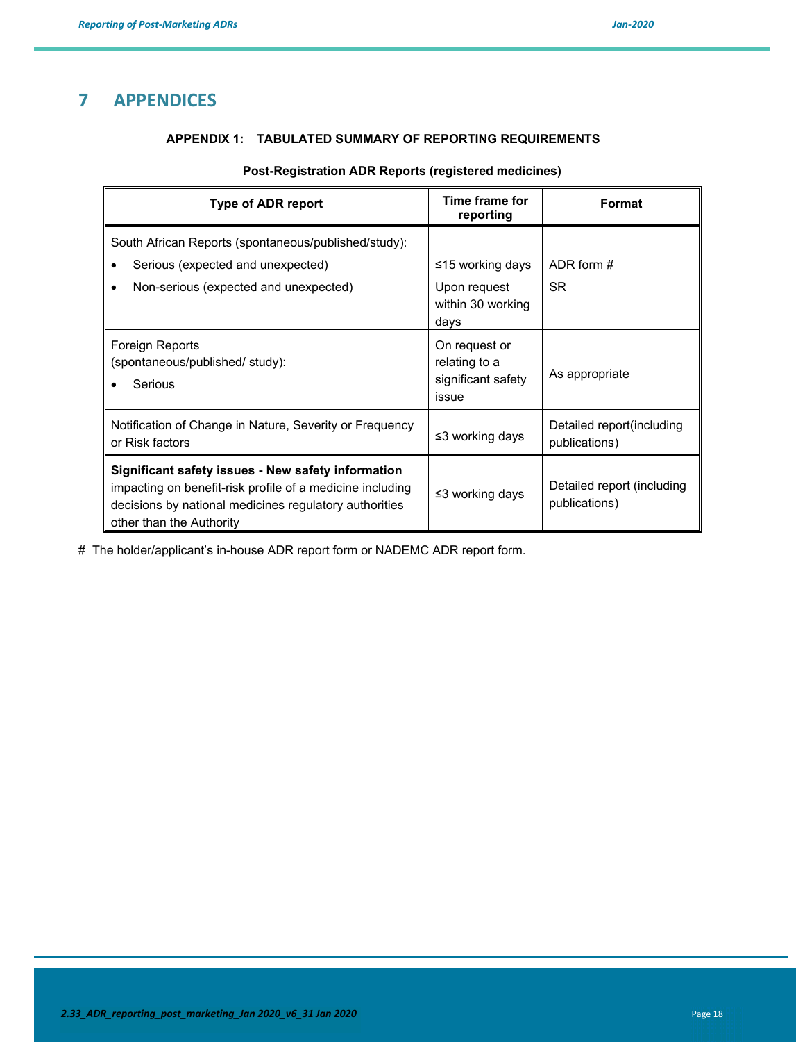# 7 APPENDICES

### APPENDIX 1: TABULATED SUMMARY OF REPORTING REQUIREMENTS

**Post-Registration ADR Reports (registered medicines)**

| Type of ADR report | Time frame for reporting | Format |
|---|---|---|
| South African Reports (spontaneous/published/study):<br>• Serious (expected and unexpected)<br>• Non-serious (expected and unexpected) | <br>≤15 working days<br>Upon request within 30 working days | <br>ADR form #<br>SR |
| Foreign Reports (spontaneous/published/ study):<br>• Serious | On request or relating to a significant safety issue | As appropriate |
| Notification of Change in Nature, Severity or Frequency or Risk factors | ≤3 working days | Detailed report(including publications) |
| **Significant safety issues - New safety information** impacting on benefit-risk profile of a medicine including decisions by national medicines regulatory authorities other than the Authority | ≤3 working days | Detailed report (including publications) |

# The holder/applicant's in-house ADR report form or NADEMC ADR report form.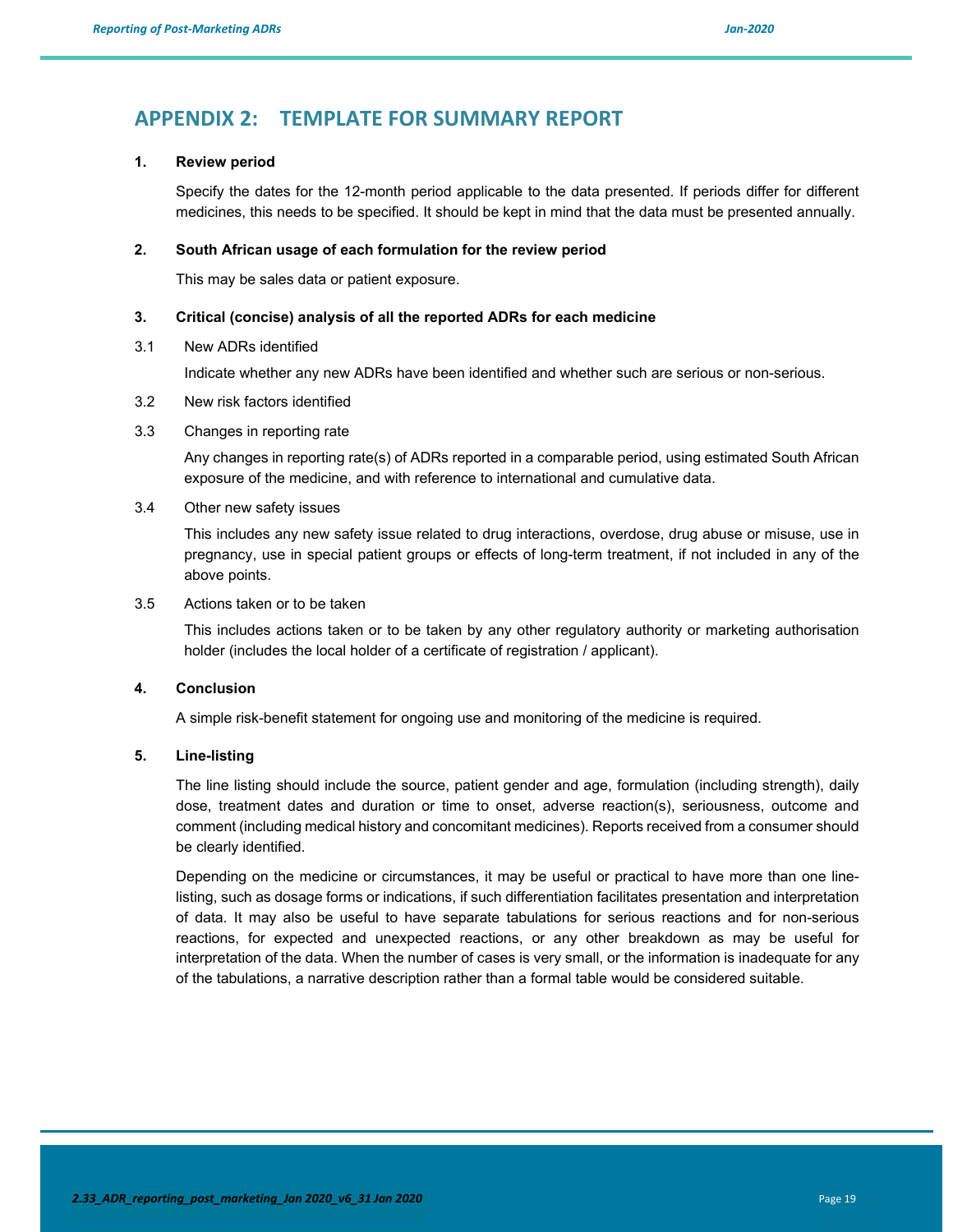# APPENDIX 2: TEMPLATE FOR SUMMARY REPORT

**1. Review period**

Specify the dates for the 12-month period applicable to the data presented. If periods differ for different medicines, this needs to be specified. It should be kept in mind that the data must be presented annually.

**2. South African usage of each formulation for the review period**

This may be sales data or patient exposure.

**3. Critical (concise) analysis of all the reported ADRs for each medicine**

3.1 New ADRs identified

Indicate whether any new ADRs have been identified and whether such are serious or non-serious.

3.2 New risk factors identified

3.3 Changes in reporting rate

Any changes in reporting rate(s) of ADRs reported in a comparable period, using estimated South African exposure of the medicine, and with reference to international and cumulative data.

3.4 Other new safety issues

This includes any new safety issue related to drug interactions, overdose, drug abuse or misuse, use in pregnancy, use in special patient groups or effects of long-term treatment, if not included in any of the above points.

3.5 Actions taken or to be taken

This includes actions taken or to be taken by any other regulatory authority or marketing authorisation holder (includes the local holder of a certificate of registration / applicant).

**4. Conclusion**

A simple risk-benefit statement for ongoing use and monitoring of the medicine is required.

**5. Line-listing**

The line listing should include the source, patient gender and age, formulation (including strength), daily dose, treatment dates and duration or time to onset, adverse reaction(s), seriousness, outcome and comment (including medical history and concomitant medicines). Reports received from a consumer should be clearly identified.

Depending on the medicine or circumstances, it may be useful or practical to have more than one line-listing, such as dosage forms or indications, if such differentiation facilitates presentation and interpretation of data. It may also be useful to have separate tabulations for serious reactions and for non-serious reactions, for expected and unexpected reactions, or any other breakdown as may be useful for interpretation of the data. When the number of cases is very small, or the information is inadequate for any of the tabulations, a narrative description rather than a formal table would be considered suitable.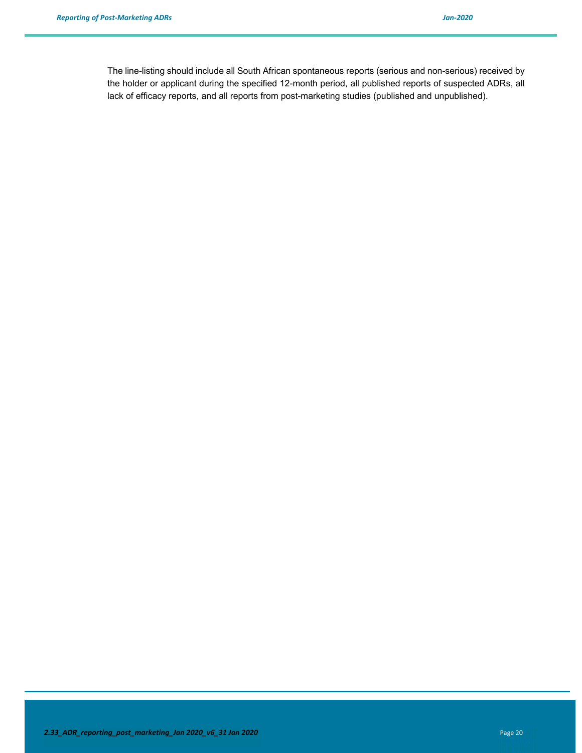The line-listing should include all South African spontaneous reports (serious and non-serious) received by the holder or applicant during the specified 12-month period, all published reports of suspected ADRs, all lack of efficacy reports, and all reports from post-marketing studies (published and unpublished).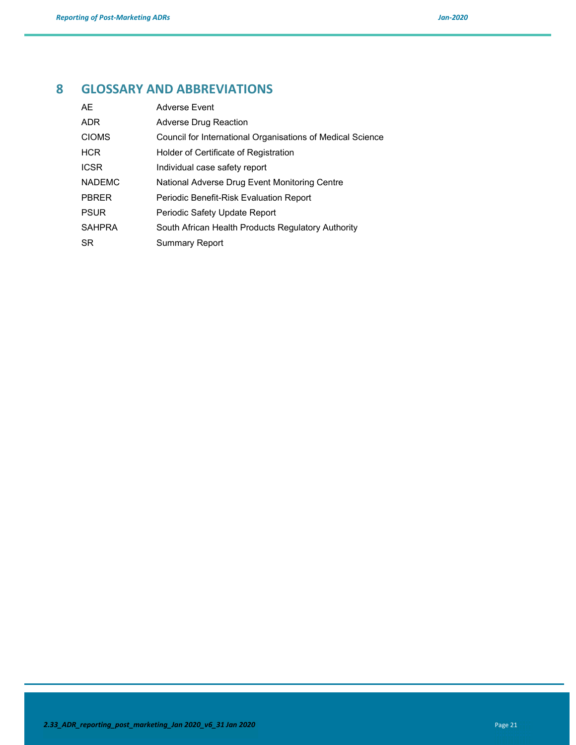# 8 GLOSSARY AND ABBREVIATIONS

| | |
|---|---|
| AE | Adverse Event |
| ADR | Adverse Drug Reaction |
| CIOMS | Council for International Organisations of Medical Science |
| HCR | Holder of Certificate of Registration |
| ICSR | Individual case safety report |
| NADEMC | National Adverse Drug Event Monitoring Centre |
| PBRER | Periodic Benefit-Risk Evaluation Report |
| PSUR | Periodic Safety Update Report |
| SAHPRA | South African Health Products Regulatory Authority |
| SR | Summary Report |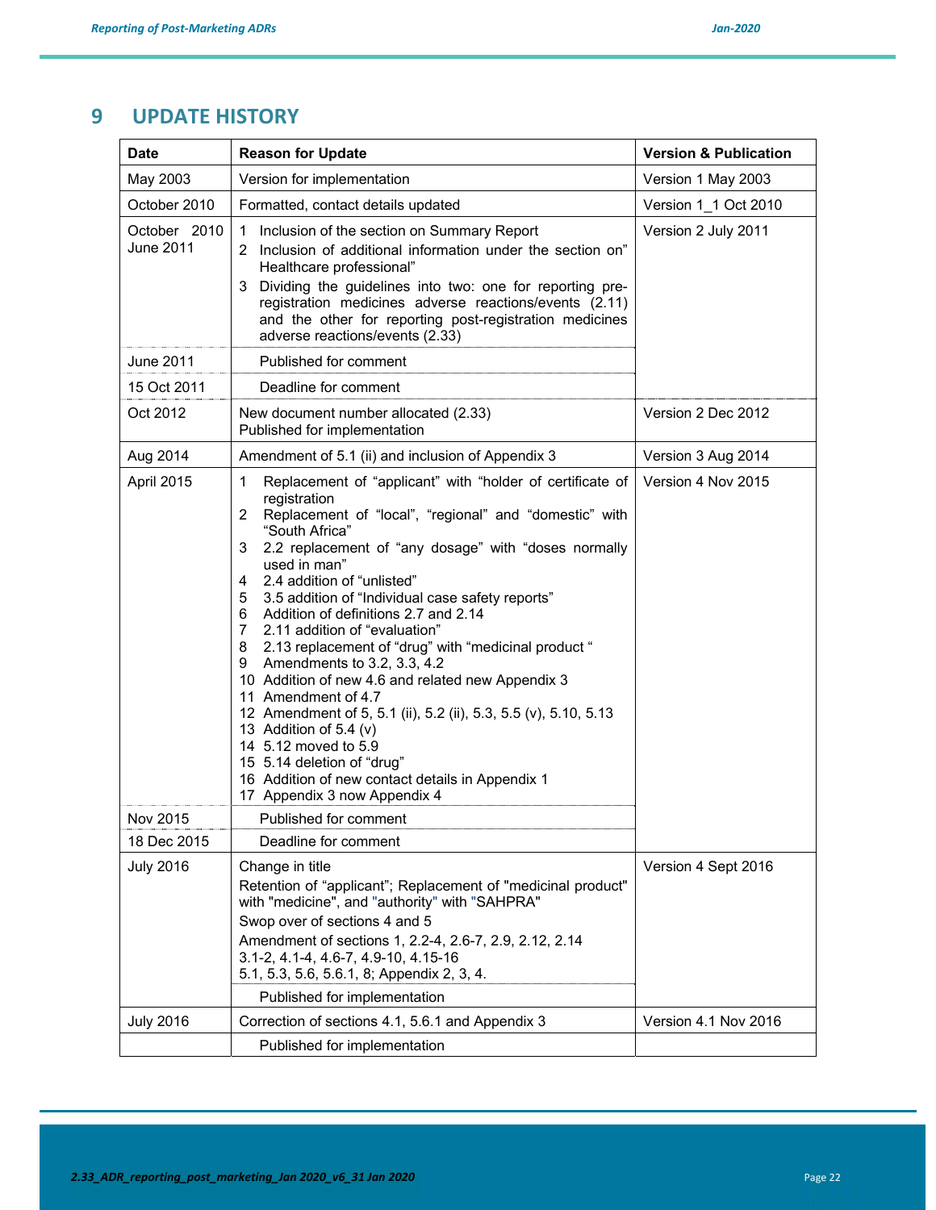# 9 UPDATE HISTORY

| Date | Reason for Update | Version & Publication |
|---|---|---|
| May 2003 | Version for implementation | Version 1 May 2003 |
| October 2010 | Formatted, contact details updated | Version 1_1 Oct 2010 |
| October 2010 June 2011 | 1 Inclusion of the section on Summary Report<br>2 Inclusion of additional information under the section on" Healthcare professional"<br>3 Dividing the guidelines into two: one for reporting pre-registration medicines adverse reactions/events (2.11) and the other for reporting post-registration medicines adverse reactions/events (2.33) | Version 2 July 2011 |
| June 2011 | Published for comment | |
| 15 Oct 2011 | Deadline for comment | |
| Oct 2012 | New document number allocated (2.33)<br>Published for implementation | Version 2 Dec 2012 |
| Aug 2014 | Amendment of 5.1 (ii) and inclusion of Appendix 3 | Version 3 Aug 2014 |
| April 2015 | 1 Replacement of "applicant" with "holder of certificate of registration<br>2 Replacement of "local", "regional" and "domestic" with "South Africa"<br>3 2.2 replacement of "any dosage" with "doses normally used in man"<br>4 2.4 addition of "unlisted"<br>5 3.5 addition of "Individual case safety reports"<br>6 Addition of definitions 2.7 and 2.14<br>7 2.11 addition of "evaluation"<br>8 2.13 replacement of "drug" with "medicinal product "<br>9 Amendments to 3.2, 3.3, 4.2<br>10 Addition of new 4.6 and related new Appendix 3<br>11 Amendment of 4.7<br>12 Amendment of 5, 5.1 (ii), 5.2 (ii), 5.3, 5.5 (v), 5.10, 5.13<br>13 Addition of 5.4 (v)<br>14 5.12 moved to 5.9<br>15 5.14 deletion of "drug"<br>16 Addition of new contact details in Appendix 1<br>17 Appendix 3 now Appendix 4 | Version 4 Nov 2015 |
| Nov 2015 | Published for comment | |
| 18 Dec 2015 | Deadline for comment | |
| July 2016 | Change in title<br>Retention of "applicant"; Replacement of "medicinal product" with "medicine", and "authority" with "SAHPRA"<br>Swop over of sections 4 and 5<br>Amendment of sections 1, 2.2-4, 2.6-7, 2.9, 2.12, 2.14 3.1-2, 4.1-4, 4.6-7, 4.9-10, 4.15-16 5.1, 5.3, 5.6, 5.6.1, 8; Appendix 2, 3, 4. | Version 4 Sept 2016 |
| | Published for implementation | |
| July 2016 | Correction of sections 4.1, 5.6.1 and Appendix 3 | Version 4.1 Nov 2016 |
| | Published for implementation | |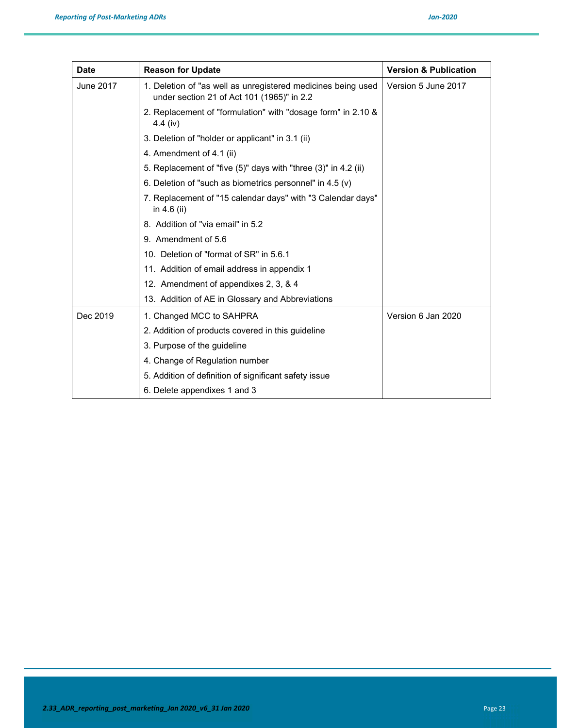| Date | Reason for Update | Version & Publication |
|---|---|---|
| June 2017 | 1. Deletion of "as well as unregistered medicines being used under section 21 of Act 101 (1965)" in 2.2<br>2. Replacement of "formulation" with "dosage form" in 2.10 & 4.4 (iv)<br>3. Deletion of "holder or applicant" in 3.1 (ii)<br>4. Amendment of 4.1 (ii)<br>5. Replacement of "five (5)" days with "three (3)" in 4.2 (ii)<br>6. Deletion of "such as biometrics personnel" in 4.5 (v)<br>7. Replacement of "15 calendar days" with "3 Calendar days" in 4.6 (ii)<br>8. Addition of "via email" in 5.2<br>9. Amendment of 5.6<br>10. Deletion of "format of SR" in 5.6.1<br>11. Addition of email address in appendix 1<br>12. Amendment of appendixes 2, 3, & 4<br>13. Addition of AE in Glossary and Abbreviations | Version 5 June 2017 |
| Dec 2019 | 1. Changed MCC to SAHPRA<br>2. Addition of products covered in this guideline<br>3. Purpose of the guideline<br>4. Change of Regulation number<br>5. Addition of definition of significant safety issue<br>6. Delete appendixes 1 and 3 | Version 6 Jan 2020 |